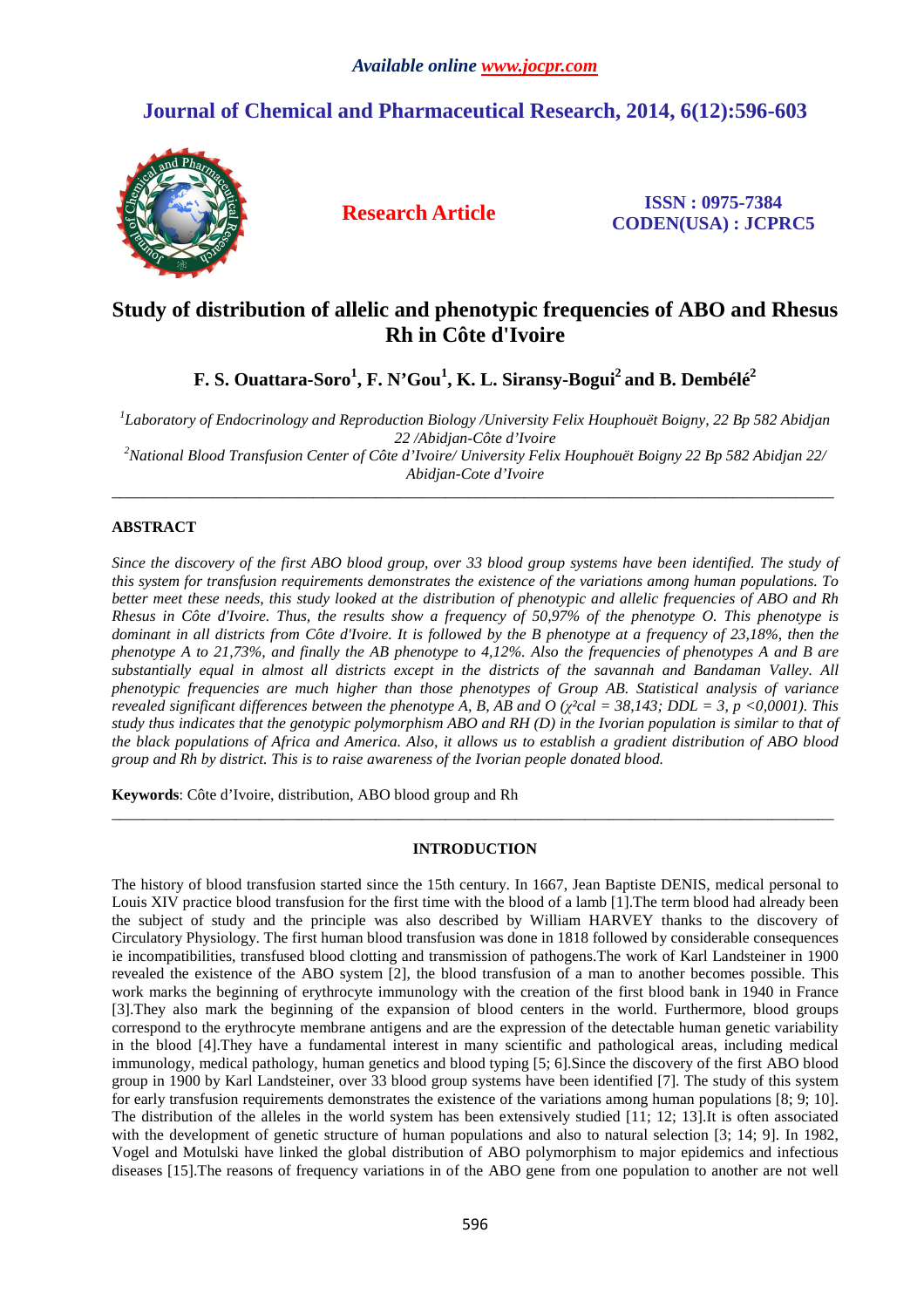*Available online www.jocpr.com*

# Journal of Chemical and Pharmaceutical Research, 2014, 6(12):596-603

**Research Article**

**ISSN : 0975-7384**
**CODEN(USA) : JCPRC5**

# Study of distribution of allelic and phenotypic frequencies of ABO and Rhesus Rh in Côte d'Ivoire

**F. S. Ouattara-Soro[1], F. N'Gou[1], K. L. Siransy-Bogui[2] and B. Dembélé[2]**

*[1]Laboratory of Endocrinology and Reproduction Biology /University Felix Houphouët Boigny, 22 Bp 582 Abidjan 22 /Abidjan-Côte d'Ivoire*
*[2]National Blood Transfusion Center of Côte d'Ivoire/ University Felix Houphouët Boigny 22 Bp 582 Abidjan 22/ Abidjan-Cote d'Ivoire*

---

## ABSTRACT

*Since the discovery of the first ABO blood group, over 33 blood group systems have been identified. The study of this system for transfusion requirements demonstrates the existence of the variations among human populations. To better meet these needs, this study looked at the distribution of phenotypic and allelic frequencies of ABO and Rh Rhesus in Côte d'Ivoire. Thus, the results show a frequency of 50,97% of the phenotype O. This phenotype is dominant in all districts from Côte d'Ivoire. It is followed by the B phenotype at a frequency of 23,18%, then the phenotype A to 21,73%, and finally the AB phenotype to 4,12%. Also the frequencies of phenotypes A and B are substantially equal in almost all districts except in the districts of the savannah and Bandaman Valley. All phenotypic frequencies are much higher than those phenotypes of Group AB. Statistical analysis of variance revealed significant differences between the phenotype A, B, AB and O ($\chi^2 cal = 38,143$; DDL = 3, $p < 0,0001$). This study thus indicates that the genotypic polymorphism ABO and RH (D) in the Ivorian population is similar to that of the black populations of Africa and America. Also, it allows us to establish a gradient distribution of ABO blood group and Rh by district. This is to raise awareness of the Ivorian people donated blood.*

**Keywords**: Côte d'Ivoire, distribution, ABO blood group and Rh

---

## INTRODUCTION

The history of blood transfusion started since the 15th century. In 1667, Jean Baptiste DENIS, medical personal to Louis XIV practice blood transfusion for the first time with the blood of a lamb [1].The term blood had already been the subject of study and the principle was also described by William HARVEY thanks to the discovery of Circulatory Physiology. The first human blood transfusion was done in 1818 followed by considerable consequences ie incompatibilities, transfused blood clotting and transmission of pathogens.The work of Karl Landsteiner in 1900 revealed the existence of the ABO system [2], the blood transfusion of a man to another becomes possible. This work marks the beginning of erythrocyte immunology with the creation of the first blood bank in 1940 in France [3].They also mark the beginning of the expansion of blood centers in the world. Furthermore, blood groups correspond to the erythrocyte membrane antigens and are the expression of the detectable human genetic variability in the blood [4].They have a fundamental interest in many scientific and pathological areas, including medical immunology, medical pathology, human genetics and blood typing [5; 6].Since the discovery of the first ABO blood group in 1900 by Karl Landsteiner, over 33 blood group systems have been identified [7]. The study of this system for early transfusion requirements demonstrates the existence of the variations among human populations [8; 9; 10]. The distribution of the alleles in the world system has been extensively studied [11; 12; 13].It is often associated with the development of genetic structure of human populations and also to natural selection [3; 14; 9]. In 1982, Vogel and Motulski have linked the global distribution of ABO polymorphism to major epidemics and infectious diseases [15].The reasons of frequency variations in of the ABO gene from one population to another are not well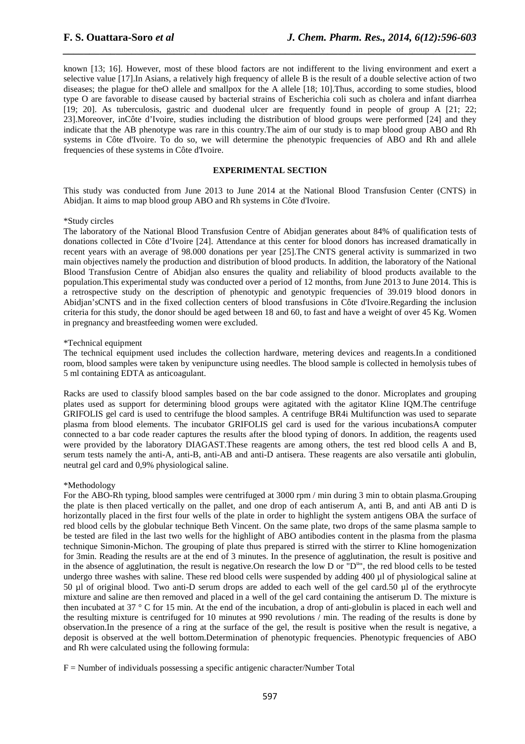known [13; 16]. However, most of these blood factors are not indifferent to the living environment and exert a selective value [17].In Asians, a relatively high frequency of allele B is the result of a double selective action of two diseases; the plague for theO allele and smallpox for the A allele [18; 10].Thus, according to some studies, blood type O are favorable to disease caused by bacterial strains of Escherichia coli such as cholera and infant diarrhea [19; 20]. As tuberculosis, gastric and duodenal ulcer are frequently found in people of group A [21; 22; 23].Moreover, inCôte d'Ivoire, studies including the distribution of blood groups were performed [24] and they indicate that the AB phenotype was rare in this country.The aim of our study is to map blood group ABO and Rh systems in Côte d'Ivoire. To do so, we will determine the phenotypic frequencies of ABO and Rh and allele frequencies of these systems in Côte d'Ivoire.

## EXPERIMENTAL SECTION

This study was conducted from June 2013 to June 2014 at the National Blood Transfusion Center (CNTS) in Abidjan. It aims to map blood group ABO and Rh systems in Côte d'Ivoire.

*Study circles

The laboratory of the National Blood Transfusion Centre of Abidjan generates about 84% of qualification tests of donations collected in Côte d'Ivoire [24]. Attendance at this center for blood donors has increased dramatically in recent years with an average of 98.000 donations per year [25].The CNTS general activity is summarized in two main objectives namely the production and distribution of blood products. In addition, the laboratory of the National Blood Transfusion Centre of Abidjan also ensures the quality and reliability of blood products available to the population.This experimental study was conducted over a period of 12 months, from June 2013 to June 2014. This is a retrospective study on the description of phenotypic and genotypic frequencies of 39.019 blood donors in Abidjan'sCNTS and in the fixed collection centers of blood transfusions in Côte d'Ivoire.Regarding the inclusion criteria for this study, the donor should be aged between 18 and 60, to fast and have a weight of over 45 Kg. Women in pregnancy and breastfeeding women were excluded.

*Technical equipment

The technical equipment used includes the collection hardware, metering devices and reagents.In a conditioned room, blood samples were taken by venipuncture using needles. The blood sample is collected in hemolysis tubes of 5 ml containing EDTA as anticoagulant.

Racks are used to classify blood samples based on the bar code assigned to the donor. Microplates and grouping plates used as support for determining blood groups were agitated with the agitator Kline IQM.The centrifuge GRIFOLIS gel card is used to centrifuge the blood samples. A centrifuge BR4i Multifunction was used to separate plasma from blood elements. The incubator GRIFOLIS gel card is used for the various incubationsA computer connected to a bar code reader captures the results after the blood typing of donors. In addition, the reagents used were provided by the laboratory DIAGAST.These reagents are among others, the test red blood cells A and B, serum tests namely the anti-A, anti-B, anti-AB and anti-D antisera. These reagents are also versatile anti globulin, neutral gel card and 0,9% physiological saline.

*Methodology

For the ABO-Rh typing, blood samples were centrifuged at 3000 rpm / min during 3 min to obtain plasma.Grouping the plate is then placed vertically on the pallet, and one drop of each antiserum A, anti B, and anti AB anti D is horizontally placed in the first four wells of the plate in order to highlight the system antigens OBA the surface of red blood cells by the globular technique Beth Vincent. On the same plate, two drops of the same plasma sample to be tested are filed in the last two wells for the highlight of ABO antibodies content in the plasma from the plasma technique Simonin-Michon. The grouping of plate thus prepared is stirred with the stirrer to Kline homogenization for 3min. Reading the results are at the end of 3 minutes. In the presence of agglutination, the result is positive and in the absence of agglutination, the result is negative.On research the low D or "D$^{u}$", the red blood cells to be tested undergo three washes with saline. These red blood cells were suspended by adding 400 µl of physiological saline at 50 µl of original blood. Two anti-D serum drops are added to each well of the gel card.50 µl of the erythrocyte mixture and saline are then removed and placed in a well of the gel card containing the antiserum D. The mixture is then incubated at 37 ° C for 15 min. At the end of the incubation, a drop of anti-globulin is placed in each well and the resulting mixture is centrifuged for 10 minutes at 990 revolutions / min. The reading of the results is done by observation.In the presence of a ring at the surface of the gel, the result is positive when the result is negative, a deposit is observed at the well bottom.Determination of phenotypic frequencies. Phenotypic frequencies of ABO and Rh were calculated using the following formula:

F = Number of individuals possessing a specific antigenic character/Number Total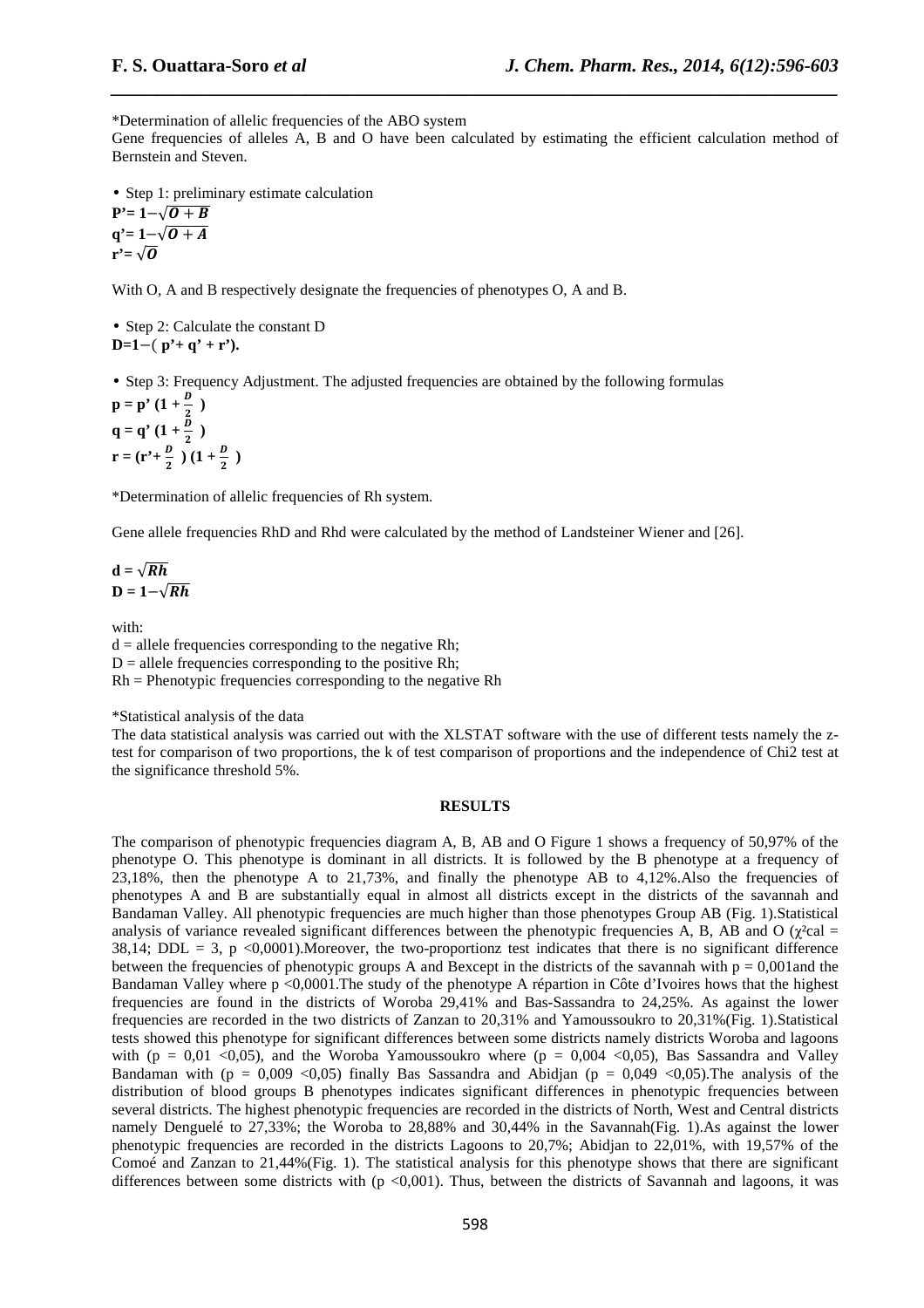*Determination of allelic frequencies of the ABO system

Gene frequencies of alleles A, B and O have been calculated by estimating the efficient calculation method of Bernstein and Steven.

- Step 1: preliminary estimate calculation

$$\mathbf{P' = 1 - \sqrt{O + B}}$$
$$\mathbf{q' = 1 - \sqrt{O + A}}$$
$$\mathbf{r' = \sqrt{O}}$$

With O, A and B respectively designate the frequencies of phenotypes O, A and B.

- Step 2: Calculate the constant D

$$\mathbf{D = 1 - (p' + q' + r').}$$

- Step 3: Frequency Adjustment. The adjusted frequencies are obtained by the following formulas

$$\mathbf{p = p' \left(1 + \frac{D}{2}\right)}$$
$$\mathbf{q = q' \left(1 + \frac{D}{2}\right)}$$
$$\mathbf{r = \left(r' + \frac{D}{2}\right)\left(1 + \frac{D}{2}\right)}$$

*Determination of allelic frequencies of Rh system.

Gene allele frequencies RhD and Rhd were calculated by the method of Landsteiner Wiener and [26].

$$\mathbf{d = \sqrt{Rh}}$$
$$\mathbf{D = 1 - \sqrt{Rh}}$$

with:

d = allele frequencies corresponding to the negative Rh;
D = allele frequencies corresponding to the positive Rh;
Rh = Phenotypic frequencies corresponding to the negative Rh

*Statistical analysis of the data

The data statistical analysis was carried out with the XLSTAT software with the use of different tests namely the z-test for comparison of two proportions, the k of test comparison of proportions and the independence of Chi2 test at the significance threshold 5%.

## RESULTS

The comparison of phenotypic frequencies diagram A, B, AB and O Figure 1 shows a frequency of 50,97% of the phenotype O. This phenotype is dominant in all districts. It is followed by the B phenotype at a frequency of 23,18%, then the phenotype A to 21,73%, and finally the phenotype AB to 4,12%.Also the frequencies of phenotypes A and B are substantially equal in almost all districts except in the districts of the savannah and Bandaman Valley. All phenotypic frequencies are much higher than those phenotypes Group AB (Fig. 1).Statistical analysis of variance revealed significant differences between the phenotypic frequencies A, B, AB and O ($\chi^2$cal = 38,14; DDL = 3, p <0,0001).Moreover, the two-proportionz test indicates that there is no significant difference between the frequencies of phenotypic groups A and Bexcept in the districts of the savannah with p = 0,001and the Bandaman Valley where p <0,0001.The study of the phenotype A répartion in Côte d'Ivoires hows that the highest frequencies are found in the districts of Woroba 29,41% and Bas-Sassandra to 24,25%. As against the lower frequencies are recorded in the two districts of Zanzan to 20,31% and Yamoussoukro to 20,31%(Fig. 1).Statistical tests showed this phenotype for significant differences between some districts namely districts Woroba and lagoons with (p = 0,01 <0,05), and the Woroba Yamoussoukro where (p = 0,004 <0,05), Bas Sassandra and Valley Bandaman with (p = 0,009 <0,05) finally Bas Sassandra and Abidjan (p = 0,049 <0,05).The analysis of the distribution of blood groups B phenotypes indicates significant differences in phenotypic frequencies between several districts. The highest phenotypic frequencies are recorded in the districts of North, West and Central districts namely Denguelé to 27,33%; the Woroba to 28,88% and 30,44% in the Savannah(Fig. 1).As against the lower phenotypic frequencies are recorded in the districts Lagoons to 20,7%; Abidjan to 22,01%, with 19,57% of the Comoé and Zanzan to 21,44%(Fig. 1). The statistical analysis for this phenotype shows that there are significant differences between some districts with (p <0,001). Thus, between the districts of Savannah and lagoons, it was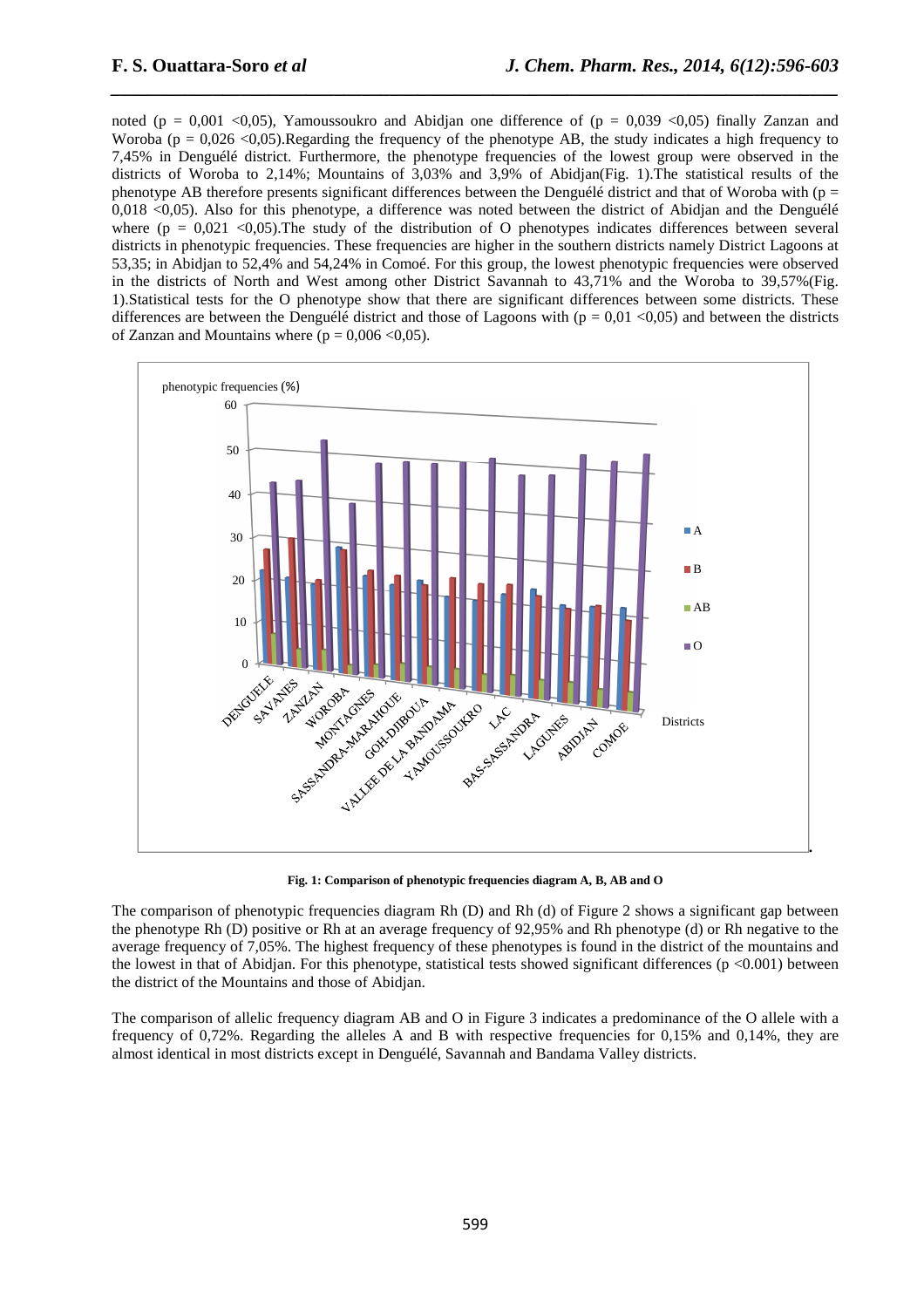noted ($p = 0,001 < 0,05$), Yamoussoukro and Abidjan one difference of ($p = 0,039 < 0,05$) finally Zanzan and Woroba ($p = 0,026 < 0,05$).Regarding the frequency of the phenotype AB, the study indicates a high frequency to 7,45% in Denguélé district. Furthermore, the phenotype frequencies of the lowest group were observed in the districts of Woroba to 2,14%; Mountains of 3,03% and 3,9% of Abidjan(Fig. 1).The statistical results of the phenotype AB therefore presents significant differences between the Denguélé district and that of Woroba with ($p = 0,018 < 0,05$). Also for this phenotype, a difference was noted between the district of Abidjan and the Denguélé where ($p = 0,021 < 0,05$).The study of the distribution of O phenotypes indicates differences between several districts in phenotypic frequencies. These frequencies are higher in the southern districts namely District Lagoons at 53,35; in Abidjan to 52,4% and 54,24% in Comoé. For this group, the lowest phenotypic frequencies were observed in the districts of North and West among other District Savannah to 43,71% and the Woroba to 39,57%(Fig. 1).Statistical tests for the O phenotype show that there are significant differences between some districts. These differences are between the Denguélé district and those of Lagoons with ($p = 0,01 < 0,05$) and between the districts of Zanzan and Mountains where ($p = 0,006 < 0,05$).

**Fig. 1: Comparison of phenotypic frequencies diagram A, B, AB and O**

The comparison of phenotypic frequencies diagram Rh (D) and Rh (d) of Figure 2 shows a significant gap between the phenotype Rh (D) positive or Rh at an average frequency of 92,95% and Rh phenotype (d) or Rh negative to the average frequency of 7,05%. The highest frequency of these phenotypes is found in the district of the mountains and the lowest in that of Abidjan. For this phenotype, statistical tests showed significant differences ($p < 0.001$) between the district of the Mountains and those of Abidjan.

The comparison of allelic frequency diagram AB and O in Figure 3 indicates a predominance of the O allele with a frequency of 0,72%. Regarding the alleles A and B with respective frequencies for 0,15% and 0,14%, they are almost identical in most districts except in Denguélé, Savannah and Bandama Valley districts.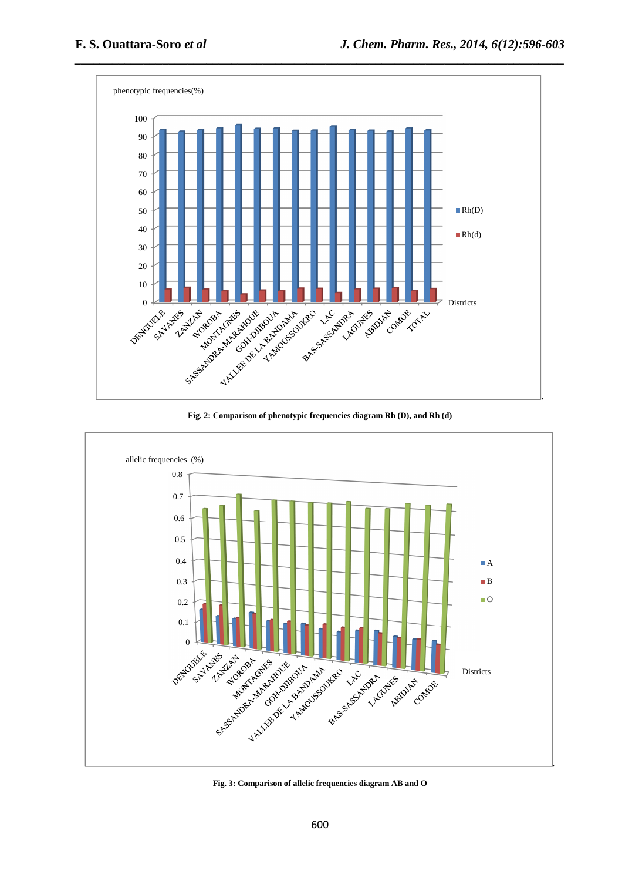Fig. 2: Comparison of phenotypic frequencies diagram Rh (D), and Rh (d)

Fig. 3: Comparison of allelic frequencies diagram AB and O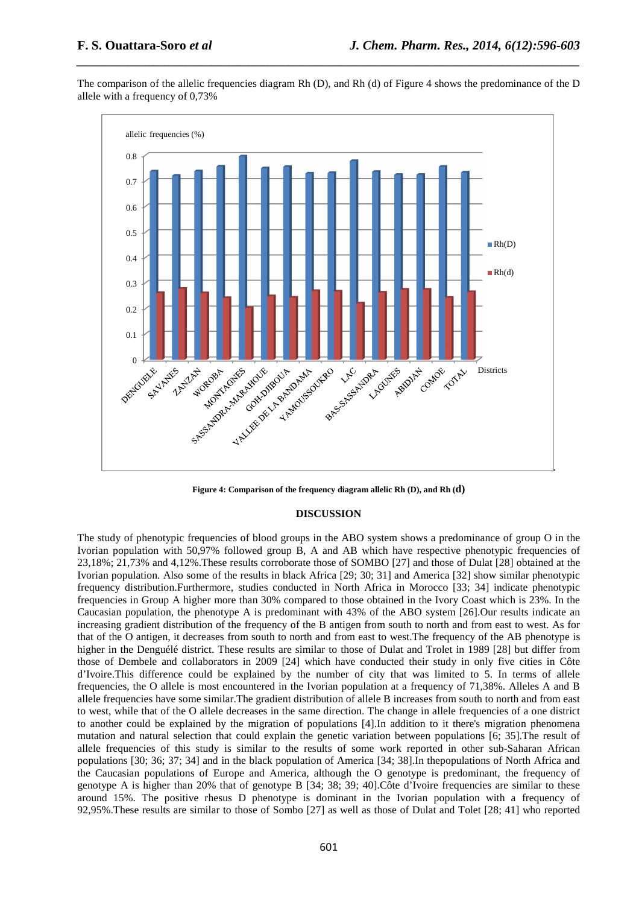The comparison of the allelic frequencies diagram Rh (D), and Rh (d) of Figure 4 shows the predominance of the D allele with a frequency of 0,73%

**Figure 4: Comparison of the frequency diagram allelic Rh (D), and Rh (d)**

## DISCUSSION

The study of phenotypic frequencies of blood groups in the ABO system shows a predominance of group O in the Ivorian population with 50,97% followed group B, A and AB which have respective phenotypic frequencies of 23,18%; 21,73% and 4,12%.These results corroborate those of SOMBO [27] and those of Dulat [28] obtained at the Ivorian population. Also some of the results in black Africa [29; 30; 31] and America [32] show similar phenotypic frequency distribution.Furthermore, studies conducted in North Africa in Morocco [33; 34] indicate phenotypic frequencies in Group A higher more than 30% compared to those obtained in the Ivory Coast which is 23%. In the Caucasian population, the phenotype A is predominant with 43% of the ABO system [26].Our results indicate an increasing gradient distribution of the frequency of the B antigen from south to north and from east to west. As for that of the O antigen, it decreases from south to north and from east to west.The frequency of the AB phenotype is higher in the Denguélé district. These results are similar to those of Dulat and Trolet in 1989 [28] but differ from those of Dembele and collaborators in 2009 [24] which have conducted their study in only five cities in Côte d'Ivoire.This difference could be explained by the number of city that was limited to 5. In terms of allele frequencies, the O allele is most encountered in the Ivorian population at a frequency of 71,38%. Alleles A and B allele frequencies have some similar.The gradient distribution of allele B increases from south to north and from east to west, while that of the O allele decreases in the same direction. The change in allele frequencies of a one district to another could be explained by the migration of populations [4].In addition to it there's migration phenomena mutation and natural selection that could explain the genetic variation between populations [6; 35].The result of allele frequencies of this study is similar to the results of some work reported in other sub-Saharan African populations [30; 36; 37; 34] and in the black population of America [34; 38].In thepopulations of North Africa and the Caucasian populations of Europe and America, although the O genotype is predominant, the frequency of genotype A is higher than 20% that of genotype B [34; 38; 39; 40].Côte d'Ivoire frequencies are similar to these around 15%. The positive rhesus D phenotype is dominant in the Ivorian population with a frequency of 92,95%.These results are similar to those of Sombo [27] as well as those of Dulat and Tolet [28; 41] who reported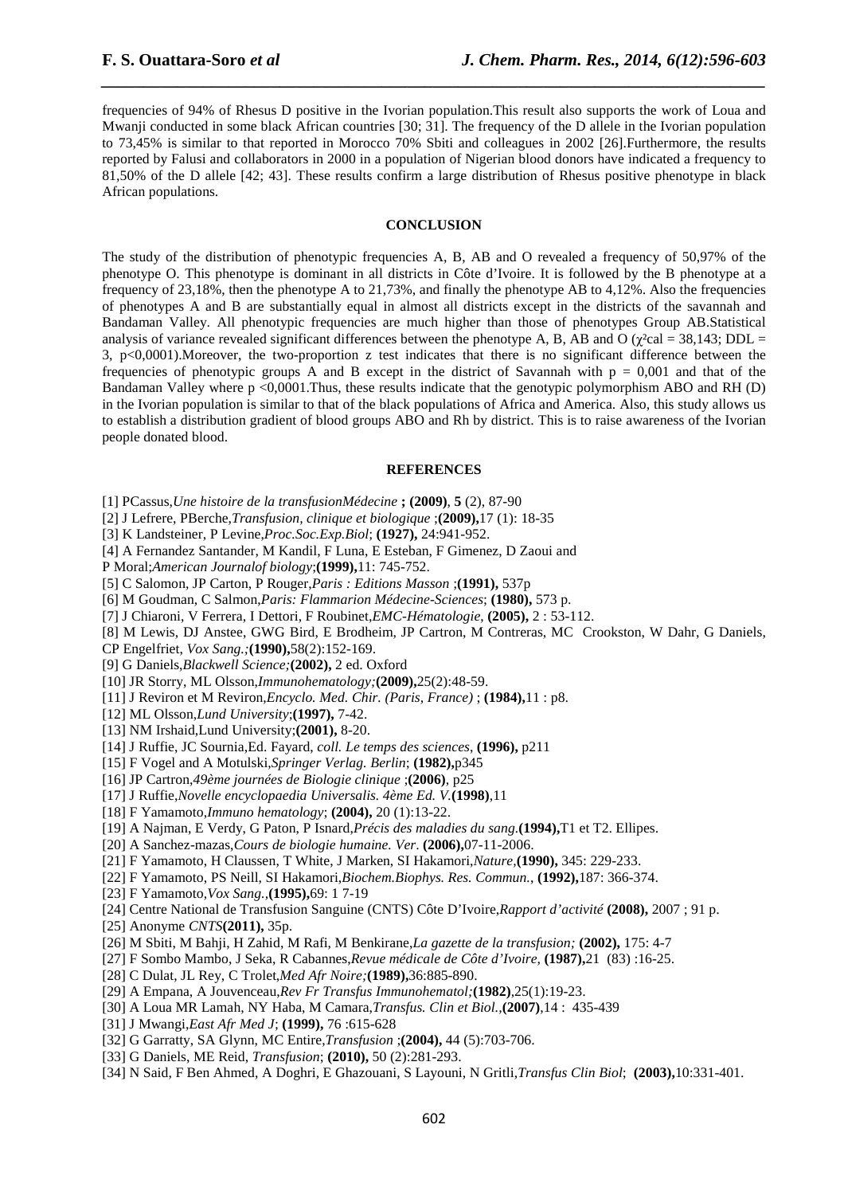frequencies of 94% of Rhesus D positive in the Ivorian population.This result also supports the work of Loua and Mwanji conducted in some black African countries [30; 31]. The frequency of the D allele in the Ivorian population to 73,45% is similar to that reported in Morocco 70% Sbiti and colleagues in 2002 [26].Furthermore, the results reported by Falusi and collaborators in 2000 in a population of Nigerian blood donors have indicated a frequency to 81,50% of the D allele [42; 43]. These results confirm a large distribution of Rhesus positive phenotype in black African populations.

## CONCLUSION

The study of the distribution of phenotypic frequencies A, B, AB and O revealed a frequency of 50,97% of the phenotype O. This phenotype is dominant in all districts in Côte d'Ivoire. It is followed by the B phenotype at a frequency of 23,18%, then the phenotype A to 21,73%, and finally the phenotype AB to 4,12%. Also the frequencies of phenotypes A and B are substantially equal in almost all districts except in the districts of the savannah and Bandaman Valley. All phenotypic frequencies are much higher than those of phenotypes Group AB.Statistical analysis of variance revealed significant differences between the phenotype A, B, AB and O ($\chi^2$cal = 38,143; DDL = 3, p<0,0001).Moreover, the two-proportion z test indicates that there is no significant difference between the frequencies of phenotypic groups A and B except in the district of Savannah with p = 0,001 and that of the Bandaman Valley where p <0,0001.Thus, these results indicate that the genotypic polymorphism ABO and RH (D) in the Ivorian population is similar to that of the black populations of Africa and America. Also, this study allows us to establish a distribution gradient of blood groups ABO and Rh by district. This is to raise awareness of the Ivorian people donated blood.

## REFERENCES

[1] PCassus,*Une histoire de la transfusionMédecine* **; (2009)**, **5** (2), 87-90

[2] J Lefrere, PBerche,*Transfusion, clinique et biologique* ;**(2009),**17 (1): 18-35

[3] K Landsteiner, P Levine,*Proc.Soc.Exp.Biol*; **(1927),** 24:941-952.

[4] A Fernandez Santander, M Kandil, F Luna, E Esteban, F Gimenez, D Zaoui and P Moral;*American Journalof biology*;**(1999),**11: 745-752.

[5] C Salomon, JP Carton, P Rouger,*Paris : Editions Masson* ;**(1991),** 537p

[6] M Goudman, C Salmon,*Paris: Flammarion Médecine-Sciences*; **(1980),** 573 p.

[7] J Chiaroni, V Ferrera, I Dettori, F Roubinet,*EMC-Hématologie*, **(2005),** 2 : 53-112.

[8] M Lewis, DJ Anstee, GWG Bird, E Brodheim, JP Cartron, M Contreras, MC Crookston, W Dahr, G Daniels, CP Engelfriet, *Vox Sang.;***(1990),**58(2):152-169.

[9] G Daniels,*Blackwell Science;***(2002),** 2 ed. Oxford

[10] JR Storry, ML Olsson,*Immunohematology;***(2009),**25(2):48-59.

[11] J Reviron et M Reviron,*Encyclo. Med. Chir. (Paris, France)* ; **(1984),**11 : p8.

[12] ML Olsson,*Lund University*;**(1997),** 7-42.

[13] NM Irshaid,Lund University;**(2001),** 8-20.

[14] J Ruffie, JC Sournia,Ed. Fayard, *coll. Le temps des sciences*, **(1996),** p211

[15] F Vogel and A Motulski,*Springer Verlag. Berlin*; **(1982),**p345

[16] JP Cartron,*49ème journées de Biologie clinique* ;**(2006)**, p25

[17] J Ruffie,*Novelle encyclopaedia Universalis. 4ème Ed. V.***(1998)**,11

[18] F Yamamoto,*Immuno hematology*; **(2004),** 20 (1):13-22.

[19] A Najman, E Verdy, G Paton, P Isnard,*Précis des maladies du sang.***(1994),**T1 et T2. Ellipes.

[20] A Sanchez-mazas,*Cours de biologie humaine. Ver*. **(2006),**07-11-2006.

[21] F Yamamoto, H Claussen, T White, J Marken, SI Hakamori,*Nature*,**(1990),** 345: 229-233.

[22] F Yamamoto, PS Neill, SI Hakamori,*Biochem.Biophys. Res. Commun.*, **(1992),**187: 366-374.

[23] F Yamamoto,*Vox Sang.*,**(1995),**69: 1 7-19

[24] Centre National de Transfusion Sanguine (CNTS) Côte D'Ivoire,*Rapport d'activité* **(2008),** 2007 ; 91 p.

[25] Anonyme *CNTS***(2011),** 35p.

[26] M Sbiti, M Bahji, H Zahid, M Rafi, M Benkirane,*La gazette de la transfusion;* **(2002),** 175: 4-7

[27] F Sombo Mambo, J Seka, R Cabannes,*Revue médicale de Côte d'Ivoire,* **(1987),**21 (83) :16-25.

[28] C Dulat, JL Rey, C Trolet,*Med Afr Noire;***(1989),**36:885-890.

[29] A Empana, A Jouvenceau,*Rev Fr Transfus Immunohematol;***(1982)**,25(1):19-23.

[30] A Loua MR Lamah, NY Haba, M Camara,*Transfus. Clin et Biol.*,**(2007)**,14 : 435-439

[31] J Mwangi,*East Afr Med J*; **(1999),** 76 :615-628

[32] G Garratty, SA Glynn, MC Entire,*Transfusion* ;**(2004),** 44 (5):703-706.

[33] G Daniels, ME Reid, *Transfusion*; **(2010),** 50 (2):281-293.

[34] N Said, F Ben Ahmed, A Doghri, E Ghazouani, S Layouni, N Gritli,*Transfus Clin Biol*; **(2003),**10:331-401.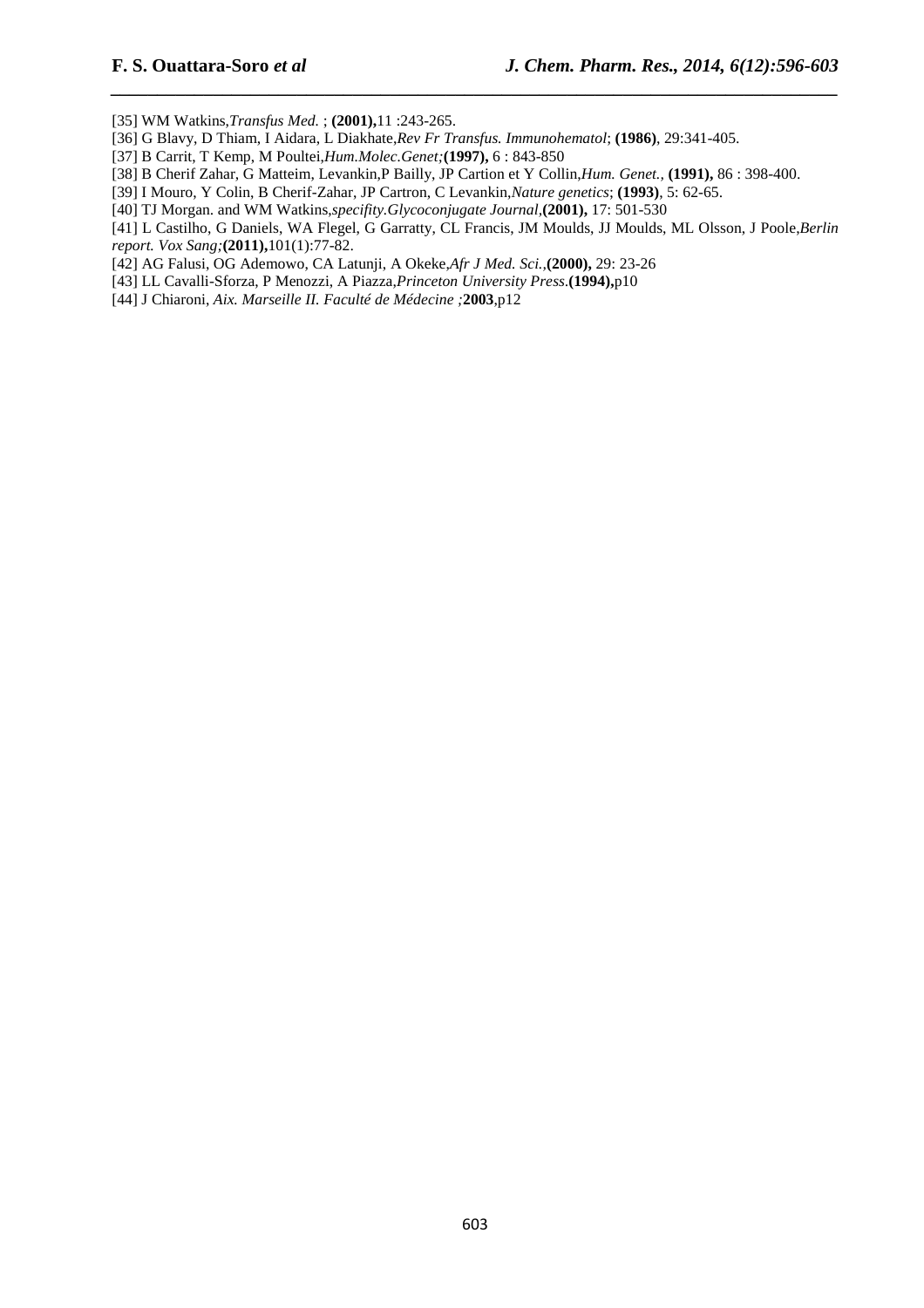[35] WM Watkins,*Transfus Med.* ; **(2001),**11 :243-265.

[36] G Blavy, D Thiam, I Aidara, L Diakhate,*Rev Fr Transfus. Immunohematol*; **(1986)**, 29:341-405.

[37] B Carrit, T Kemp, M Poultei,*Hum.Molec.Genet;***(1997),** 6 : 843-850

[38] B Cherif Zahar, G Matteim, Levankin,P Bailly, JP Cartion et Y Collin,*Hum. Genet.*, **(1991),** 86 : 398-400.

[39] I Mouro, Y Colin, B Cherif-Zahar, JP Cartron, C Levankin,*Nature genetics*; **(1993)**, 5: 62-65.

[40] TJ Morgan. and WM Watkins,*specifity.Glycoconjugate Journal*,**(2001),** 17: 501-530

[41] L Castilho, G Daniels, WA Flegel, G Garratty, CL Francis, JM Moulds, JJ Moulds, ML Olsson, J Poole,*Berlin report. Vox Sang;***(2011),**101(1):77-82.

[42] AG Falusi, OG Ademowo, CA Latunji, A Okeke,*Afr J Med. Sci.,***(2000),** 29: 23-26

[43] LL Cavalli-Sforza, P Menozzi, A Piazza,*Princeton University Press.***(1994),**p10

[44] J Chiaroni, *Aix. Marseille II. Faculté de Médecine ;***2003**,p12